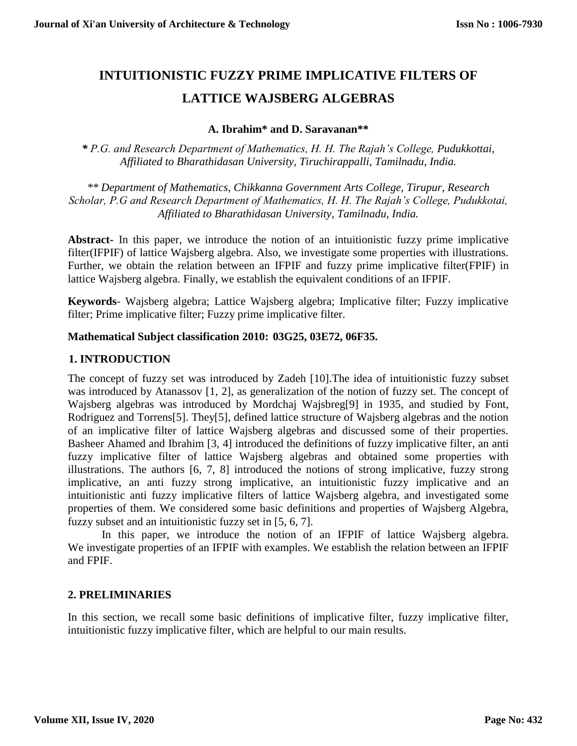# INTUITIONISTIC FUZZY PRIME IMPLICATIVE FILTERS OF LATTICE WAJSBERG ALGEBRAS

**A. Ibrahim\* and D. Saravanan\*\***

*\* P.G. and Research Department of Mathematics, H. H. The Rajah's College, Pudukkottai, Affiliated to Bharathidasan University, Tiruchirappalli, Tamilnadu, India.*

*\*\* Department of Mathematics, Chikkanna Government Arts College, Tirupur, Research Scholar, P.G and Research Department of Mathematics, H. H. The Rajah's College, Pudukkotai, Affiliated to Bharathidasan University, Tamilnadu, India.*

**Abstract-** In this paper, we introduce the notion of an intuitionistic fuzzy prime implicative filter(IFPIF) of lattice Wajsberg algebra. Also, we investigate some properties with illustrations. Further, we obtain the relation between an IFPIF and fuzzy prime implicative filter(FPIF) in lattice Wajsberg algebra. Finally, we establish the equivalent conditions of an IFPIF.

**Keywords**- Wajsberg algebra; Lattice Wajsberg algebra; Implicative filter; Fuzzy implicative filter; Prime implicative filter; Fuzzy prime implicative filter.

**Mathematical Subject classification 2010: 03G25, 03E72, 06F35.**

## 1. INTRODUCTION

The concept of fuzzy set was introduced by Zadeh [10].The idea of intuitionistic fuzzy subset was introduced by Atanassov [1, 2], as generalization of the notion of fuzzy set. The concept of Wajsberg algebras was introduced by Mordchaj Wajsbreg[9] in 1935, and studied by Font, Rodriguez and Torrens[5]. They[5], defined lattice structure of Wajsberg algebras and the notion of an implicative filter of lattice Wajsberg algebras and discussed some of their properties. Basheer Ahamed and Ibrahim [3, 4] introduced the definitions of fuzzy implicative filter, an anti fuzzy implicative filter of lattice Wajsberg algebras and obtained some properties with illustrations. The authors [6, 7, 8] introduced the notions of strong implicative, fuzzy strong implicative, an anti fuzzy strong implicative, an intuitionistic fuzzy implicative and an intuitionistic anti fuzzy implicative filters of lattice Wajsberg algebra, and investigated some properties of them. We considered some basic definitions and properties of Wajsberg Algebra, fuzzy subset and an intuitionistic fuzzy set in [5, 6, 7].

In this paper, we introduce the notion of an IFPIF of lattice Wajsberg algebra. We investigate properties of an IFPIF with examples. We establish the relation between an IFPIF and FPIF.

## 2. PRELIMINARIES

In this section, we recall some basic definitions of implicative filter, fuzzy implicative filter, intuitionistic fuzzy implicative filter, which are helpful to our main results.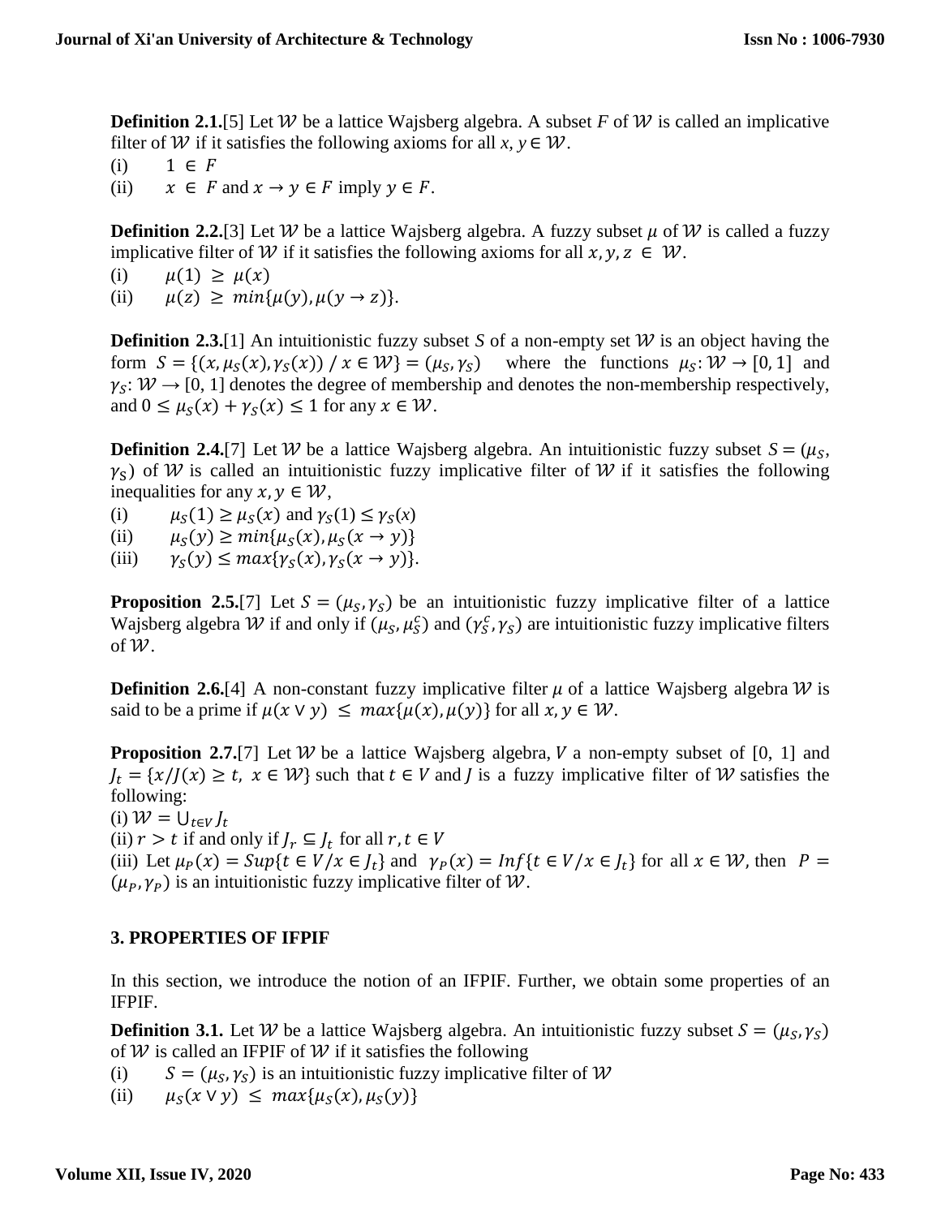**Definition 2.1.**[5] Let $\mathcal{W}$ be a lattice Wajsberg algebra. A subset $F$ of $\mathcal{W}$ is called an implicative filter of $\mathcal{W}$ if it satisfies the following axioms for all $x, y \in \mathcal{W}$.

(i) $1 \in F$

(ii) $x \in F$ and $x \to y \in F$ imply $y \in F$.

**Definition 2.2.**[3] Let $\mathcal{W}$ be a lattice Wajsberg algebra. A fuzzy subset $\mu$ of $\mathcal{W}$ is called a fuzzy implicative filter of $\mathcal{W}$ if it satisfies the following axioms for all $x, y, z \in \mathcal{W}$.

(i) $\mu(1) \geq \mu(x)$

(ii) $\mu(z) \geq min\{\mu(y), \mu(y \to z)\}$.

**Definition 2.3.**[1] An intuitionistic fuzzy subset $S$ of a non-empty set $\mathcal{W}$ is an object having the form $S = \{(x, \mu_S(x), \gamma_S(x)) \;/\; x \in \mathcal{W}\} = (\mu_S, \gamma_S)$ where the functions $\mu_S: \mathcal{W} \to [0, 1]$ and $\gamma_S: \mathcal{W} \to [0, 1]$ denotes the degree of membership and denotes the non-membership respectively, and $0 \leq \mu_S(x) + \gamma_S(x) \leq 1$ for any $x \in \mathcal{W}$.

**Definition 2.4.**[7] Let $\mathcal{W}$ be a lattice Wajsberg algebra. An intuitionistic fuzzy subset $S = (\mu_S, \gamma_S)$ of $\mathcal{W}$ is called an intuitionistic fuzzy implicative filter of $\mathcal{W}$ if it satisfies the following inequalities for any $x, y \in \mathcal{W}$,

(i) $\mu_S(1) \geq \mu_S(x)$ and $\gamma_S(1) \leq \gamma_S(x)$

(ii) $\mu_S(y) \geq min\{\mu_S(x), \mu_S(x \to y)\}$

(iii) $\gamma_S(y) \leq max\{\gamma_S(x), \gamma_S(x \to y)\}$.

**Proposition 2.5.**[7] Let $S = (\mu_S, \gamma_S)$ be an intuitionistic fuzzy implicative filter of a lattice Wajsberg algebra $\mathcal{W}$ if and only if $(\mu_S, \mu_S^c)$ and $(\gamma_S^c, \gamma_S)$ are intuitionistic fuzzy implicative filters of $\mathcal{W}$.

**Definition 2.6.**[4] A non-constant fuzzy implicative filter $\mu$ of a lattice Wajsberg algebra $\mathcal{W}$ is said to be a prime if $\mu(x \vee y) \leq max\{\mu(x), \mu(y)\}$ for all $x, y \in \mathcal{W}$.

**Proposition 2.7.**[7] Let $\mathcal{W}$ be a lattice Wajsberg algebra, $V$ a non-empty subset of [0, 1] and $J_t = \{x / J(x) \geq t, \; x \in \mathcal{W}\}$ such that $t \in V$ and $J$ is a fuzzy implicative filter of $\mathcal{W}$ satisfies the following:

(i) $\mathcal{W} = \bigcup_{t \in V} J_t$

(ii) $r > t$ if and only if $J_r \subseteq J_t$ for all $r, t \in V$

(iii) Let $\mu_P(x) = Sup\{t \in V / x \in J_t\}$ and $\gamma_P(x) = Inf\{t \in V / x \in J_t\}$ for all $x \in \mathcal{W}$, then $P = (\mu_P, \gamma_P)$ is an intuitionistic fuzzy implicative filter of $\mathcal{W}$.

## 3. PROPERTIES OF IFPIF

In this section, we introduce the notion of an IFPIF. Further, we obtain some properties of an IFPIF.

**Definition 3.1.** Let $\mathcal{W}$ be a lattice Wajsberg algebra. An intuitionistic fuzzy subset $S = (\mu_S, \gamma_S)$ of $\mathcal{W}$ is called an IFPIF of $\mathcal{W}$ if it satisfies the following

(i) $S = (\mu_S, \gamma_S)$ is an intuitionistic fuzzy implicative filter of $\mathcal{W}$

(ii) $\mu_S(x \vee y) \leq max\{\mu_S(x), \mu_S(y)\}$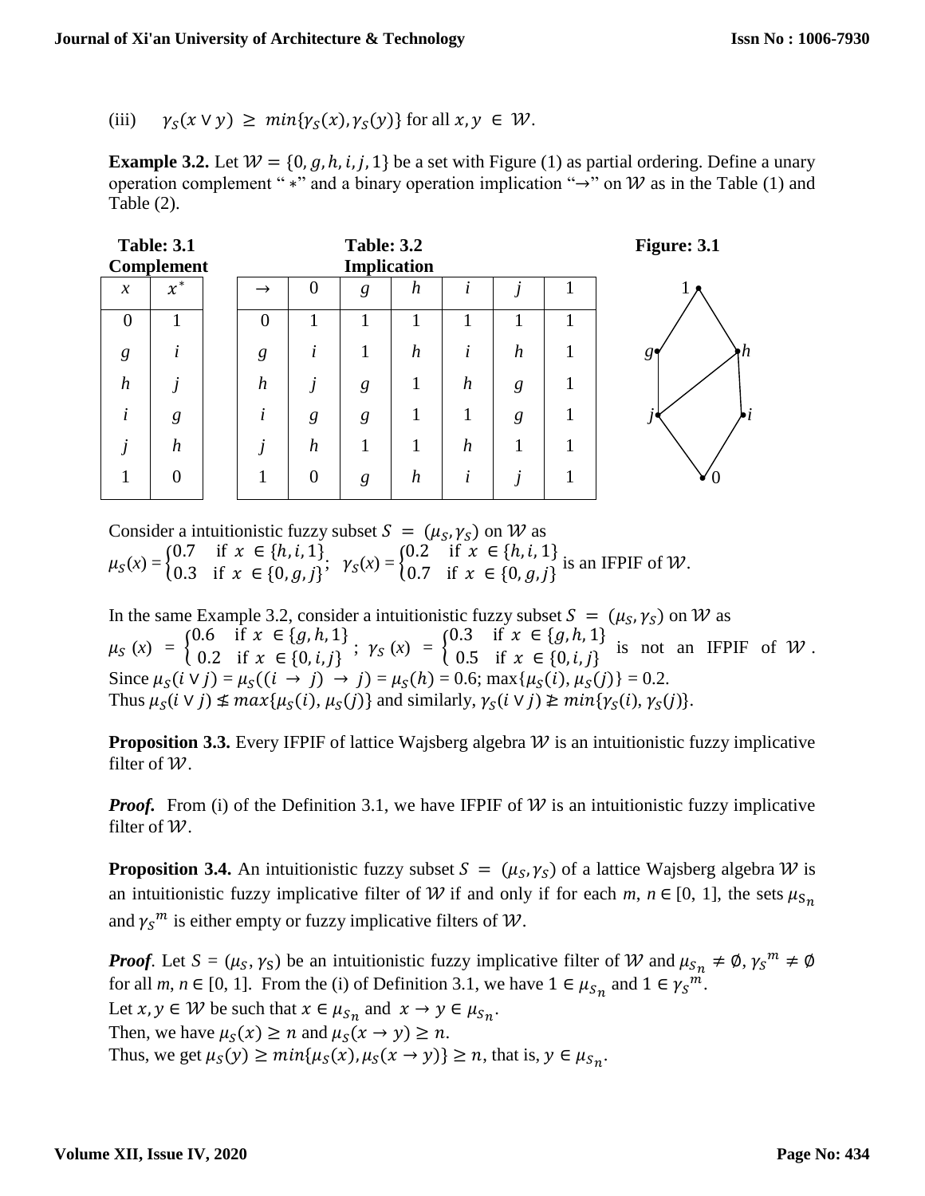(iii) $\gamma_S(x \vee y) \geq min\{\gamma_S(x), \gamma_S(y)\}$ for all $x, y \in \mathcal{W}$.

**Example 3.2.** Let $\mathcal{W} = \{0, g, h, i, j, 1\}$ be a set with Figure (1) as partial ordering. Define a unary operation complement " $*$" and a binary operation implication "→" on $\mathcal{W}$ as in the Table (1) and Table (2).

**Table: 3.1 Complement**

| $x$ | $x^*$ |
|---|---|
| 0 | 1 |
| $g$ | $i$ |
| $h$ | $j$ |
| $i$ | $g$ |
| $j$ | $h$ |
| 1 | 0 |

**Table: 3.2 Implication**

| → | 0 | $g$ | $h$ | $i$ | $j$ | 1 |
|---|---|---|---|---|---|---|
| 0 | 1 | 1 | 1 | 1 | 1 | 1 |
| $g$ | $i$ | 1 | $h$ | $i$ | $h$ | 1 |
| $h$ | $j$ | $g$ | 1 | $h$ | $g$ | 1 |
| $i$ | $g$ | $g$ | 1 | 1 | $g$ | 1 |
| $j$ | $h$ | 1 | 1 | $h$ | 1 | 1 |
| 1 | 0 | $g$ | $h$ | $i$ | $j$ | 1 |

**Figure: 3.1**

Consider a intuitionistic fuzzy subset $S = (\mu_S, \gamma_S)$ on $\mathcal{W}$ as
$\mu_S(x) = \begin{cases} 0.7 & \text{if } x \in \{h, i, 1\} \\ 0.3 & \text{if } x \in \{0, g, j\} \end{cases}$; $\gamma_S(x) = \begin{cases} 0.2 & \text{if } x \in \{h, i, 1\} \\ 0.7 & \text{if } x \in \{0, g, j\} \end{cases}$ is an IFPIF of $\mathcal{W}$.

In the same Example 3.2, consider a intuitionistic fuzzy subset $S = (\mu_S, \gamma_S)$ on $\mathcal{W}$ as
$\mu_S(x) = \begin{cases} 0.6 & \text{if } x \in \{g, h, 1\} \\ 0.2 & \text{if } x \in \{0, i, j\} \end{cases}$; $\gamma_S(x) = \begin{cases} 0.3 & \text{if } x \in \{g, h, 1\} \\ 0.5 & \text{if } x \in \{0, i, j\} \end{cases}$ is not an IFPIF of $\mathcal{W}$.
Since $\mu_S(i \vee j) = \mu_S((i \to j) \to j) = \mu_S(h) = 0.6$; $\max\{\mu_S(i), \mu_S(j)\} = 0.2$.
Thus $\mu_S(i \vee j) \nleq max\{\mu_S(i), \mu_S(j)\}$ and similarly, $\gamma_S(i \vee j) \ngeq min\{\gamma_S(i), \gamma_S(j)\}$.

**Proposition 3.3.** Every IFPIF of lattice Wajsberg algebra $\mathcal{W}$ is an intuitionistic fuzzy implicative filter of $\mathcal{W}$.

***Proof.*** From (i) of the Definition 3.1, we have IFPIF of $\mathcal{W}$ is an intuitionistic fuzzy implicative filter of $\mathcal{W}$.

**Proposition 3.4.** An intuitionistic fuzzy subset $S = (\mu_S, \gamma_S)$ of a lattice Wajsberg algebra $\mathcal{W}$ is an intuitionistic fuzzy implicative filter of $\mathcal{W}$ if and only if for each $m, n \in [0, 1]$, the sets $\mu_{S_n}$ and $\gamma_S{}^m$ is either empty or fuzzy implicative filters of $\mathcal{W}$.

***Proof***. Let $S = (\mu_S, \gamma_S)$ be an intuitionistic fuzzy implicative filter of $\mathcal{W}$ and $\mu_{S_n} \neq \emptyset, \gamma_S{}^m \neq \emptyset$ for all $m, n \in [0, 1]$. From the (i) of Definition 3.1, we have $1 \in \mu_{S_n}$ and $1 \in \gamma_S{}^m$.
Let $x, y \in \mathcal{W}$ be such that $x \in \mu_{S_n}$ and $x \to y \in \mu_{S_n}$.
Then, we have $\mu_S(x) \geq n$ and $\mu_S(x \to y) \geq n$.
Thus, we get $\mu_S(y) \geq min\{\mu_S(x), \mu_S(x \to y)\} \geq n$, that is, $y \in \mu_{S_n}$.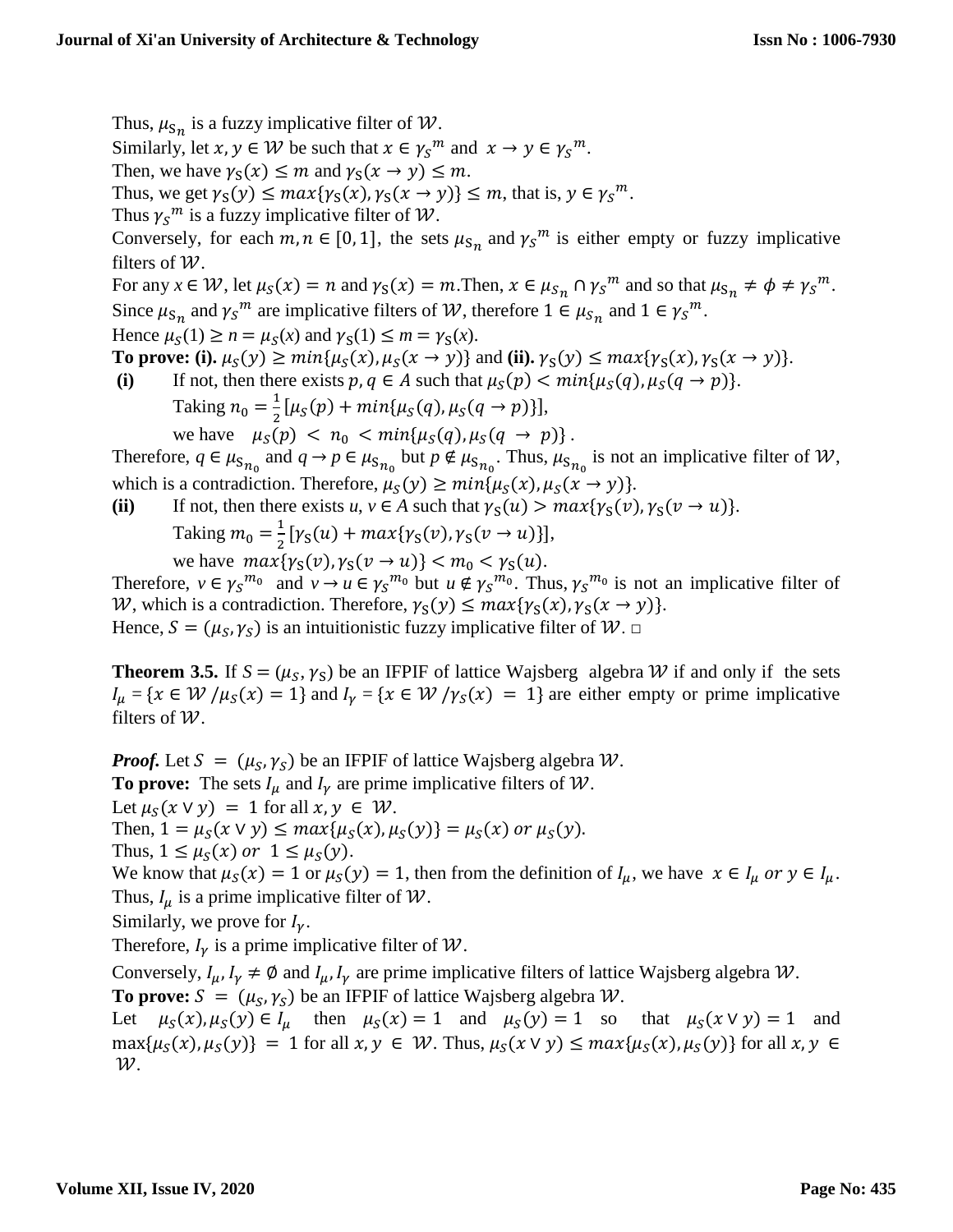Thus, $\mu_{S_n}$ is a fuzzy implicative filter of $\mathcal{W}$.
Similarly, let $x, y \in \mathcal{W}$ be such that $x \in \gamma_S{}^m$ and $x \to y \in \gamma_S{}^m$.
Then, we have $\gamma_S(x) \leq m$ and $\gamma_S(x \to y) \leq m$.
Thus, we get $\gamma_S(y) \leq max\{\gamma_S(x), \gamma_S(x \to y)\} \leq m$, that is, $y \in \gamma_S{}^m$.
Thus $\gamma_S{}^m$ is a fuzzy implicative filter of $\mathcal{W}$.
Conversely, for each $m, n \in [0, 1]$, the sets $\mu_{S_n}$ and $\gamma_S{}^m$ is either empty or fuzzy implicative filters of $\mathcal{W}$.
For any $x \in \mathcal{W}$, let $\mu_S(x) = n$ and $\gamma_S(x) = m$.Then, $x \in \mu_{S_n} \cap \gamma_S{}^m$ and so that $\mu_{S_n} \neq \phi \neq \gamma_S{}^m$.
Since $\mu_{S_n}$ and $\gamma_S{}^m$ are implicative filters of $\mathcal{W}$, therefore $1 \in \mu_{S_n}$ and $1 \in \gamma_S{}^m$.
Hence $\mu_S(1) \geq n = \mu_S(x)$ and $\gamma_S(1) \leq m = \gamma_S(x)$.
**To prove: (i).** $\mu_S(y) \geq min\{\mu_S(x), \mu_S(x \to y)\}$ and **(ii).** $\gamma_S(y) \leq max\{\gamma_S(x), \gamma_S(x \to y)\}$.

**(i)** If not, then there exists $p, q \in A$ such that $\mu_S(p) < min\{\mu_S(q), \mu_S(q \to p)\}$.
Taking $n_0 = \frac{1}{2}[\mu_S(p) + min\{\mu_S(q), \mu_S(q \to p)\}]$,
we have $\mu_S(p) < n_0 < min\{\mu_S(q), \mu_S(q \to p)\}$.

Therefore, $q \in \mu_{S_{n_0}}$ and $q \to p \in \mu_{S_{n_0}}$ but $p \notin \mu_{S_{n_0}}$. Thus, $\mu_{S_{n_0}}$ is not an implicative filter of $\mathcal{W}$, which is a contradiction. Therefore, $\mu_S(y) \geq min\{\mu_S(x), \mu_S(x \to y)\}$.

**(ii)** If not, then there exists $u, v \in A$ such that $\gamma_S(u) > max\{\gamma_S(v), \gamma_S(v \to u)\}$.
Taking $m_0 = \frac{1}{2}[\gamma_S(u) + max\{\gamma_S(v), \gamma_S(v \to u)\}]$,
we have $max\{\gamma_S(v), \gamma_S(v \to u)\} < m_0 < \gamma_S(u)$.

Therefore, $v \in \gamma_S{}^{m_0}$ and $v \to u \in \gamma_S{}^{m_0}$ but $u \notin \gamma_S{}^{m_0}$. Thus, $\gamma_S{}^{m_0}$ is not an implicative filter of $\mathcal{W}$, which is a contradiction. Therefore, $\gamma_S(y) \leq max\{\gamma_S(x), \gamma_S(x \to y)\}$.
Hence, $S = (\mu_S, \gamma_S)$ is an intuitionistic fuzzy implicative filter of $\mathcal{W}$. □

**Theorem 3.5.** If $S = (\mu_S, \gamma_S)$ be an IFPIF of lattice Wajsberg algebra $\mathcal{W}$ if and only if the sets $I_\mu = \{x \in \mathcal{W} / \mu_S(x) = 1\}$ and $I_\gamma = \{x \in \mathcal{W} / \gamma_S(x) = 1\}$ are either empty or prime implicative filters of $\mathcal{W}$.

***Proof.*** Let $S = (\mu_S, \gamma_S)$ be an IFPIF of lattice Wajsberg algebra $\mathcal{W}$.
**To prove:** The sets $I_\mu$ and $I_\gamma$ are prime implicative filters of $\mathcal{W}$.
Let $\mu_S(x \vee y) = 1$ for all $x, y \in \mathcal{W}$.
Then, $1 = \mu_S(x \vee y) \leq max\{\mu_S(x), \mu_S(y)\} = \mu_S(x) \; or \; \mu_S(y)$.
Thus, $1 \leq \mu_S(x) \; or \; 1 \leq \mu_S(y)$.
We know that $\mu_S(x) = 1$ or $\mu_S(y) = 1$, then from the definition of $I_\mu$, we have $x \in I_\mu \; or \; y \in I_\mu$.
Thus, $I_\mu$ is a prime implicative filter of $\mathcal{W}$.
Similarly, we prove for $I_\gamma$.
Therefore, $I_\gamma$ is a prime implicative filter of $\mathcal{W}$.
Conversely, $I_\mu, I_\gamma \neq \emptyset$ and $I_\mu, I_\gamma$ are prime implicative filters of lattice Wajsberg algebra $\mathcal{W}$.
**To prove:** $S = (\mu_S, \gamma_S)$ be an IFPIF of lattice Wajsberg algebra $\mathcal{W}$.
Let $\mu_S(x), \mu_S(y) \in I_\mu$ then $\mu_S(x) = 1$ and $\mu_S(y) = 1$ so that $\mu_S(x \vee y) = 1$ and $max\{\mu_S(x), \mu_S(y)\} = 1$ for all $x, y \in \mathcal{W}$. Thus, $\mu_S(x \vee y) \leq max\{\mu_S(x), \mu_S(y)\}$ for all $x, y \in \mathcal{W}$.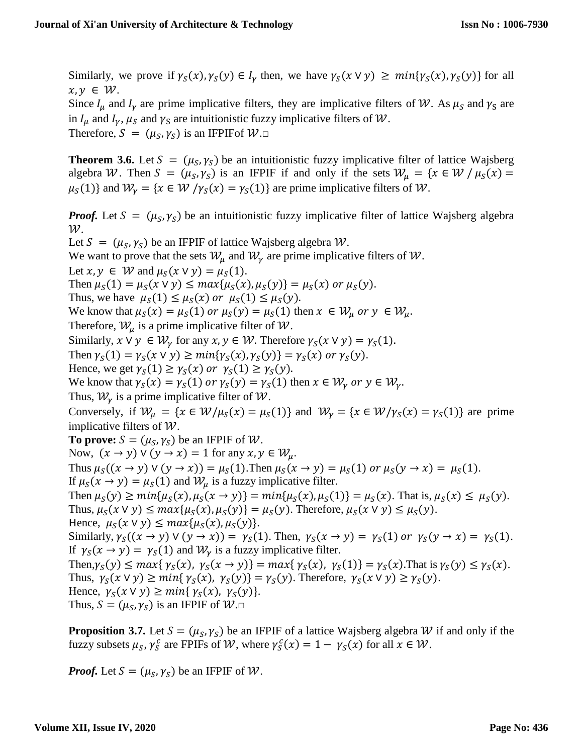Similarly, we prove if $\gamma_S(x), \gamma_S(y) \in I_\gamma$ then, we have $\gamma_S(x \vee y) \geq min\{\gamma_S(x), \gamma_S(y)\}$ for all $x, y \in \mathcal{W}$.

Since $I_\mu$ and $I_\gamma$ are prime implicative filters, they are implicative filters of $\mathcal{W}$. As $\mu_S$ and $\gamma_S$ are in $I_\mu$ and $I_\gamma$, $\mu_S$ and $\gamma_S$ are intuitionistic fuzzy implicative filters of $\mathcal{W}$.

Therefore, $S = (\mu_S, \gamma_S)$ is an IFPIFof $\mathcal{W}$.□

**Theorem 3.6.** Let $S = (\mu_S, \gamma_S)$ be an intuitionistic fuzzy implicative filter of lattice Wajsberg algebra $\mathcal{W}$. Then $S = (\mu_S, \gamma_S)$ is an IFPIF if and only if the sets $\mathcal{W}_\mu = \{x \in \mathcal{W} \,/\, \mu_S(x) = \mu_S(1)\}$ and $\mathcal{W}_\gamma = \{x \in \mathcal{W} \,/ \gamma_S(x) = \gamma_S(1)\}$ are prime implicative filters of $\mathcal{W}$.

***Proof.*** Let $S = (\mu_S, \gamma_S)$ be an intuitionistic fuzzy implicative filter of lattice Wajsberg algebra $\mathcal{W}$.

Let $S = (\mu_S, \gamma_S)$ be an IFPIF of lattice Wajsberg algebra $\mathcal{W}$.

We want to prove that the sets $\mathcal{W}_\mu$ and $\mathcal{W}_\gamma$ are prime implicative filters of $\mathcal{W}$.

Let $x, y \in \mathcal{W}$ and $\mu_S(x \vee y) = \mu_S(1)$.

Then $\mu_S(1) = \mu_S(x \vee y) \leq max\{\mu_S(x), \mu_S(y)\} = \mu_S(x) \; or \; \mu_S(y)$.

Thus, we have $\mu_S(1) \leq \mu_S(x) \; or \; \mu_S(1) \leq \mu_S(y)$.

We know that $\mu_S(x) = \mu_S(1) \; or \; \mu_S(y) = \mu_S(1)$ then $x \in \mathcal{W}_\mu \; or \; y \in \mathcal{W}_\mu$.

Therefore, $\mathcal{W}_\mu$ is a prime implicative filter of $\mathcal{W}$.

Similarly, $x \vee y \in \mathcal{W}_\gamma$ for any $x, y \in \mathcal{W}$. Therefore $\gamma_S(x \vee y) = \gamma_S(1)$.

Then $\gamma_S(1) = \gamma_S(x \vee y) \geq min\{\gamma_S(x), \gamma_S(y)\} = \gamma_S(x) \; or \; \gamma_S(y)$.

Hence, we get $\gamma_S(1) \geq \gamma_S(x) \; or \; \gamma_S(1) \geq \gamma_S(y)$.

We know that $\gamma_S(x) = \gamma_S(1) \; or \; \gamma_S(y) = \gamma_S(1)$ then $x \in \mathcal{W}_\gamma \; or \; y \in \mathcal{W}_\gamma$.

Thus, $\mathcal{W}_\gamma$ is a prime implicative filter of $\mathcal{W}$.

Conversely, if $\mathcal{W}_\mu = \{x \in \mathcal{W}/\mu_S(x) = \mu_S(1)\}$ and $\mathcal{W}_\gamma = \{x \in \mathcal{W}/\gamma_S(x) = \gamma_S(1)\}$ are prime implicative filters of $\mathcal{W}$.

**To prove:** $S = (\mu_S, \gamma_S)$ be an IFPIF of $\mathcal{W}$.

Now, $(x \to y) \vee (y \to x) = 1$ for any $x, y \in \mathcal{W}_\mu$.

Thus $\mu_S((x \to y) \vee (y \to x)) = \mu_S(1)$.Then $\mu_S(x \to y) = \mu_S(1) \; or \; \mu_S(y \to x) = \mu_S(1)$.

If $\mu_S(x \to y) = \mu_S(1)$ and $\mathcal{W}_\mu$ is a fuzzy implicative filter.

Then $\mu_S(y) \geq min\{\mu_S(x), \mu_S(x \to y)\} = min\{\mu_S(x), \mu_S(1)\} = \mu_S(x)$. That is, $\mu_S(x) \leq \mu_S(y)$.

Thus, $\mu_S(x \vee y) \leq max\{\mu_S(x), \mu_S(y)\} = \mu_S(y)$. Therefore, $\mu_S(x \vee y) \leq \mu_S(y)$.

Hence, $\mu_S(x \vee y) \leq max\{\mu_S(x), \mu_S(y)\}$.

Similarly, $\gamma_S((x \to y) \vee (y \to x)) = \gamma_S(1)$. Then, $\gamma_S(x \to y) = \gamma_S(1) \; or \; \gamma_S(y \to x) = \gamma_S(1)$.

If $\gamma_S(x \to y) = \gamma_S(1)$ and $\mathcal{W}_\gamma$ is a fuzzy implicative filter.

Then,$\gamma_S(y) \leq max\{\gamma_S(x), \gamma_S(x \to y)\} = max\{\gamma_S(x), \gamma_S(1)\} = \gamma_S(x)$.That is $\gamma_S(y) \leq \gamma_S(x)$.

Thus, $\gamma_S(x \vee y) \geq min\{\gamma_S(x), \gamma_S(y)\} = \gamma_S(y)$. Therefore, $\gamma_S(x \vee y) \geq \gamma_S(y)$.

Hence, $\gamma_S(x \vee y) \geq min\{\gamma_S(x), \gamma_S(y)\}$.

Thus, $S = (\mu_S, \gamma_S)$ is an IFPIF of $\mathcal{W}$.□

**Proposition 3.7.** Let $S = (\mu_S, \gamma_S)$ be an IFPIF of a lattice Wajsberg algebra $\mathcal{W}$ if and only if the fuzzy subsets $\mu_S, \gamma_S^c$ are FPIFs of $\mathcal{W}$, where $\gamma_S^c(x) = 1 - \gamma_S(x)$ for all $x \in \mathcal{W}$.

***Proof.*** Let $S = (\mu_S, \gamma_S)$ be an IFPIF of $\mathcal{W}$.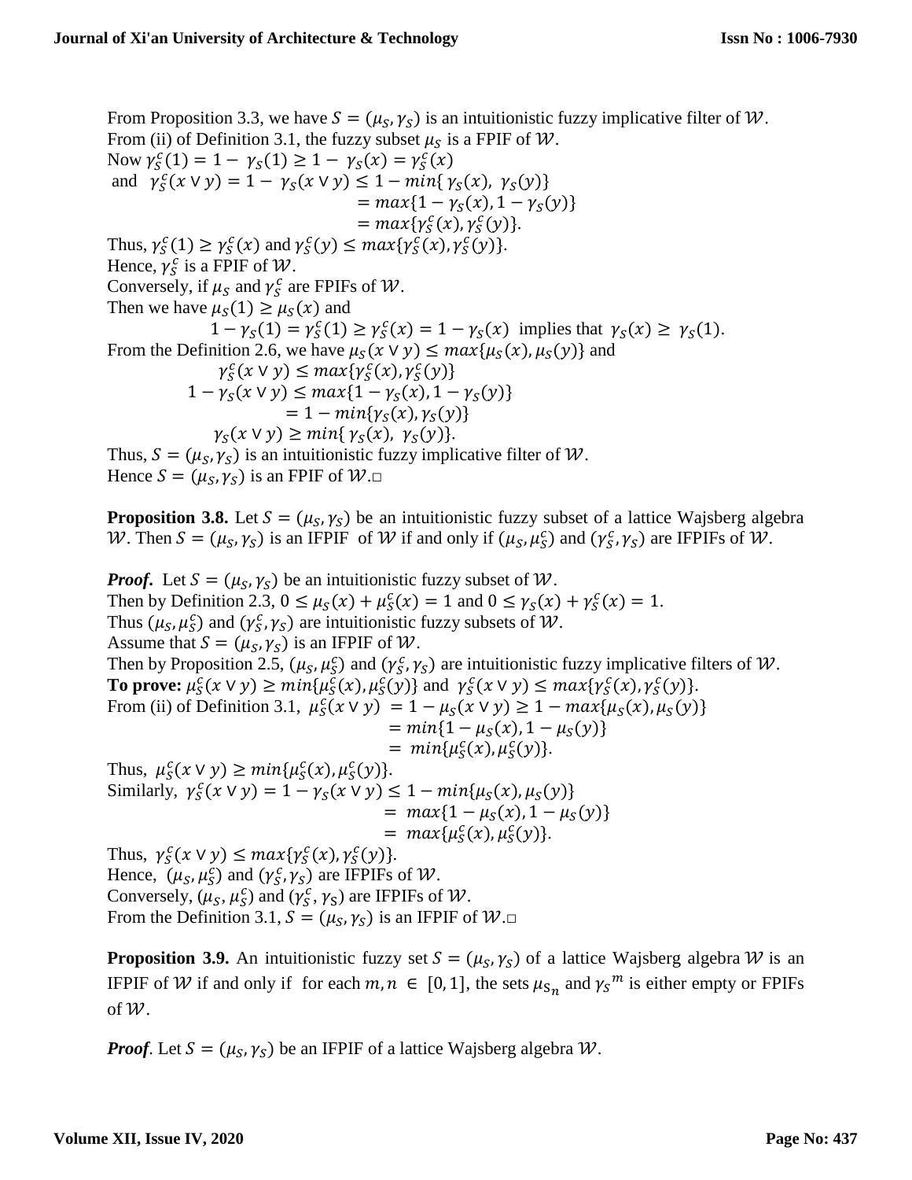From Proposition 3.3, we have $S = (\mu_S, \gamma_S)$ is an intuitionistic fuzzy implicative filter of $\mathcal{W}$.
From (ii) of Definition 3.1, the fuzzy subset $\mu_S$ is a FPIF of $\mathcal{W}$.
Now $\gamma_S^c(1) = 1 - \gamma_S(1) \geq 1 - \gamma_S(x) = \gamma_S^c(x)$
and $\gamma_S^c(x \vee y) = 1 - \gamma_S(x \vee y) \leq 1 - min\{\gamma_S(x), \gamma_S(y)\}$

$$= max\{1 - \gamma_S(x), 1 - \gamma_S(y)\}$$
$$= max\{\gamma_S^c(x), \gamma_S^c(y)\}.$$

Thus, $\gamma_S^c(1) \geq \gamma_S^c(x)$ and $\gamma_S^c(y) \leq max\{\gamma_S^c(x), \gamma_S^c(y)\}$.
Hence, $\gamma_S^c$ is a FPIF of $\mathcal{W}$.
Conversely, if $\mu_S$ and $\gamma_S^c$ are FPIFs of $\mathcal{W}$.
Then we have $\mu_S(1) \geq \mu_S(x)$ and

$$1 - \gamma_S(1) = \gamma_S^c(1) \geq \gamma_S^c(x) = 1 - \gamma_S(x) \text{ implies that } \gamma_S(x) \geq \gamma_S(1).$$

From the Definition 2.6, we have $\mu_S(x \vee y) \leq max\{\mu_S(x), \mu_S(y)\}$ and

$$\gamma_S^c(x \vee y) \leq max\{\gamma_S^c(x), \gamma_S^c(y)\}$$
$$1 - \gamma_S(x \vee y) \leq max\{1 - \gamma_S(x), 1 - \gamma_S(y)\}$$
$$= 1 - min\{\gamma_S(x), \gamma_S(y)\}$$
$$\gamma_S(x \vee y) \geq min\{\gamma_S(x), \gamma_S(y)\}.$$

Thus, $S = (\mu_S, \gamma_S)$ is an intuitionistic fuzzy implicative filter of $\mathcal{W}$.
Hence $S = (\mu_S, \gamma_S)$ is an FPIF of $\mathcal{W}$.□

**Proposition 3.8.** Let $S = (\mu_S, \gamma_S)$ be an intuitionistic fuzzy subset of a lattice Wajsberg algebra $\mathcal{W}$. Then $S = (\mu_S, \gamma_S)$ is an IFPIF of $\mathcal{W}$ if and only if $(\mu_S, \mu_S^c)$ and $(\gamma_S^c, \gamma_S)$ are IFPIFs of $\mathcal{W}$.

***Proof.*** Let $S = (\mu_S, \gamma_S)$ be an intuitionistic fuzzy subset of $\mathcal{W}$.
Then by Definition 2.3, $0 \leq \mu_S(x) + \mu_S^c(x) = 1$ and $0 \leq \gamma_S(x) + \gamma_S^c(x) = 1$.
Thus $(\mu_S, \mu_S^c)$ and $(\gamma_S^c, \gamma_S)$ are intuitionistic fuzzy subsets of $\mathcal{W}$.
Assume that $S = (\mu_S, \gamma_S)$ is an IFPIF of $\mathcal{W}$.
Then by Proposition 2.5, $(\mu_S, \mu_S^c)$ and $(\gamma_S^c, \gamma_S)$ are intuitionistic fuzzy implicative filters of $\mathcal{W}$.
**To prove:** $\mu_S^c(x \vee y) \geq min\{\mu_S^c(x), \mu_S^c(y)\}$ and $\gamma_S^c(x \vee y) \leq max\{\gamma_S^c(x), \gamma_S^c(y)\}$.
From (ii) of Definition 3.1, $\mu_S^c(x \vee y) = 1 - \mu_S(x \vee y) \geq 1 - max\{\mu_S(x), \mu_S(y)\}$

$$= min\{1 - \mu_S(x), 1 - \mu_S(y)\}$$
$$= min\{\mu_S^c(x), \mu_S^c(y)\}.$$

Thus, $\mu_S^c(x \vee y) \geq min\{\mu_S^c(x), \mu_S^c(y)\}$.
Similarly, $\gamma_S^c(x \vee y) = 1 - \gamma_S(x \vee y) \leq 1 - min\{\mu_S(x), \mu_S(y)\}$

$$= max\{1 - \mu_S(x), 1 - \mu_S(y)\}$$
$$= max\{\mu_S^c(x), \mu_S^c(y)\}.$$

Thus, $\gamma_S^c(x \vee y) \leq max\{\gamma_S^c(x), \gamma_S^c(y)\}$.
Hence, $(\mu_S, \mu_S^c)$ and $(\gamma_S^c, \gamma_S)$ are IFPIFs of $\mathcal{W}$.
Conversely, $(\mu_S, \mu_S^c)$ and $(\gamma_S^c, \gamma_S)$ are IFPIFs of $\mathcal{W}$.
From the Definition 3.1, $S = (\mu_S, \gamma_S)$ is an IFPIF of $\mathcal{W}$.□

**Proposition 3.9.** An intuitionistic fuzzy set $S = (\mu_S, \gamma_S)$ of a lattice Wajsberg algebra $\mathcal{W}$ is an IFPIF of $\mathcal{W}$ if and only if for each $m, n \in [0,1]$, the sets $\mu_{S_n}$ and ${\gamma_S}^m$ is either empty or FPIFs of $\mathcal{W}$.

***Proof.*** Let $S = (\mu_S, \gamma_S)$ be an IFPIF of a lattice Wajsberg algebra $\mathcal{W}$.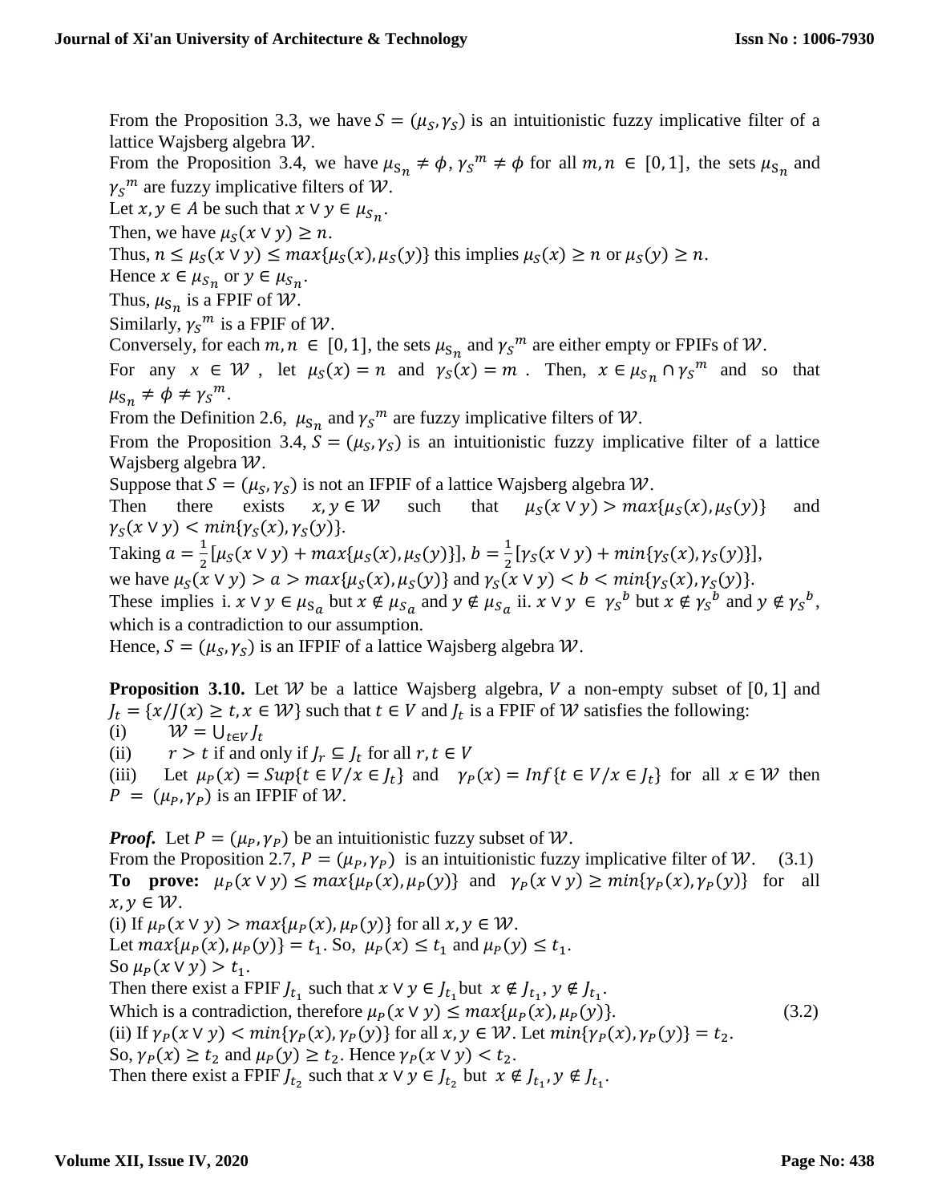From the Proposition 3.3, we have $S = (\mu_S, \gamma_S)$ is an intuitionistic fuzzy implicative filter of a lattice Wajsberg algebra $\mathcal{W}$.

From the Proposition 3.4, we have $\mu_{S_n} \neq \phi$, ${\gamma_S}^m \neq \phi$ for all $m, n \in [0,1]$, the sets $\mu_{S_n}$ and ${\gamma_S}^m$ are fuzzy implicative filters of $\mathcal{W}$.

Let $x, y \in A$ be such that $x \vee y \in \mu_{S_n}$.

Then, we have $\mu_S(x \vee y) \geq n$.

Thus, $n \leq \mu_S(x \vee y) \leq max\{\mu_S(x), \mu_S(y)\}$ this implies $\mu_S(x) \geq n$ or $\mu_S(y) \geq n$.

Hence $x \in \mu_{S_n}$ or $y \in \mu_{S_n}$.

Thus, $\mu_{S_n}$ is a FPIF of $\mathcal{W}$.

Similarly, ${\gamma_S}^m$ is a FPIF of $\mathcal{W}$.

Conversely, for each $m, n \in [0,1]$, the sets $\mu_{S_n}$ and ${\gamma_S}^m$ are either empty or FPIFs of $\mathcal{W}$.

For any $x \in \mathcal{W}$, let $\mu_S(x) = n$ and $\gamma_S(x) = m$. Then, $x \in \mu_{S_n} \cap {\gamma_S}^m$ and so that $\mu_{S_n} \neq \phi \neq {\gamma_S}^m$.

From the Definition 2.6, $\mu_{S_n}$ and ${\gamma_S}^m$ are fuzzy implicative filters of $\mathcal{W}$.

From the Proposition 3.4, $S = (\mu_S, \gamma_S)$ is an intuitionistic fuzzy implicative filter of a lattice Wajsberg algebra $\mathcal{W}$.

Suppose that $S = (\mu_S, \gamma_S)$ is not an IFPIF of a lattice Wajsberg algebra $\mathcal{W}$.

Then there exists $x, y \in \mathcal{W}$ such that $\mu_S(x \vee y) > max\{\mu_S(x), \mu_S(y)\}$ and $\gamma_S(x \vee y) < min\{\gamma_S(x), \gamma_S(y)\}$.

Taking $a = \frac{1}{2}[\mu_S(x \vee y) + max\{\mu_S(x), \mu_S(y)\}]$, $b = \frac{1}{2}[\gamma_S(x \vee y) + min\{\gamma_S(x), \gamma_S(y)\}]$,

we have $\mu_S(x \vee y) > a > max\{\mu_S(x), \mu_S(y)\}$ and $\gamma_S(x \vee y) < b < min\{\gamma_S(x), \gamma_S(y)\}$.

These implies i. $x \vee y \in \mu_{S_a}$ but $x \notin \mu_{S_a}$ and $y \notin \mu_{S_a}$ ii. $x \vee y \in {\gamma_S}^b$ but $x \notin {\gamma_S}^b$ and $y \notin {\gamma_S}^b$, which is a contradiction to our assumption.

Hence, $S = (\mu_S, \gamma_S)$ is an IFPIF of a lattice Wajsberg algebra $\mathcal{W}$.

**Proposition 3.10.** Let $\mathcal{W}$ be a lattice Wajsberg algebra, $V$ a non-empty subset of $[0,1]$ and $J_t = \{x / J(x) \geq t, x \in \mathcal{W}\}$ such that $t \in V$ and $J_t$ is a FPIF of $\mathcal{W}$ satisfies the following:

(i) $\mathcal{W} = \cup_{t \in V} J_t$

(ii) $r > t$ if and only if $J_r \subseteq J_t$ for all $r, t \in V$

(iii) Let $\mu_P(x) = Sup\{t \in V / x \in J_t\}$ and $\gamma_P(x) = Inf\{t \in V / x \in J_t\}$ for all $x \in \mathcal{W}$ then $P = (\mu_P, \gamma_P)$ is an IFPIF of $\mathcal{W}$.

***Proof.*** Let $P = (\mu_P, \gamma_P)$ be an intuitionistic fuzzy subset of $\mathcal{W}$.

From the Proposition 2.7, $P = (\mu_P, \gamma_P)$ is an intuitionistic fuzzy implicative filter of $\mathcal{W}$. (3.1)

**To prove:** $\mu_P(x \vee y) \leq max\{\mu_P(x), \mu_P(y)\}$ and $\gamma_P(x \vee y) \geq min\{\gamma_P(x), \gamma_P(y)\}$ for all $x, y \in \mathcal{W}$.

(i) If $\mu_P(x \vee y) > max\{\mu_P(x), \mu_P(y)\}$ for all $x, y \in \mathcal{W}$.

Let $max\{\mu_P(x), \mu_P(y)\} = t_1$. So, $\mu_P(x) \leq t_1$ and $\mu_P(y) \leq t_1$.

So $\mu_P(x \vee y) > t_1$.

Then there exist a FPIF $J_{t_1}$ such that $x \vee y \in J_{t_1}$ but $x \notin J_{t_1}, y \notin J_{t_1}$.

Which is a contradiction, therefore $\mu_P(x \vee y) \leq max\{\mu_P(x), \mu_P(y)\}$. (3.2)

(ii) If $\gamma_P(x \vee y) < min\{\gamma_P(x), \gamma_P(y)\}$ for all $x, y \in \mathcal{W}$. Let $min\{\gamma_P(x), \gamma_P(y)\} = t_2$.

So, $\gamma_P(x) \geq t_2$ and $\mu_P(y) \geq t_2$. Hence $\gamma_P(x \vee y) < t_2$.

Then there exist a FPIF $J_{t_2}$ such that $x \vee y \in J_{t_2}$ but $x \notin J_{t_1}, y \notin J_{t_1}$.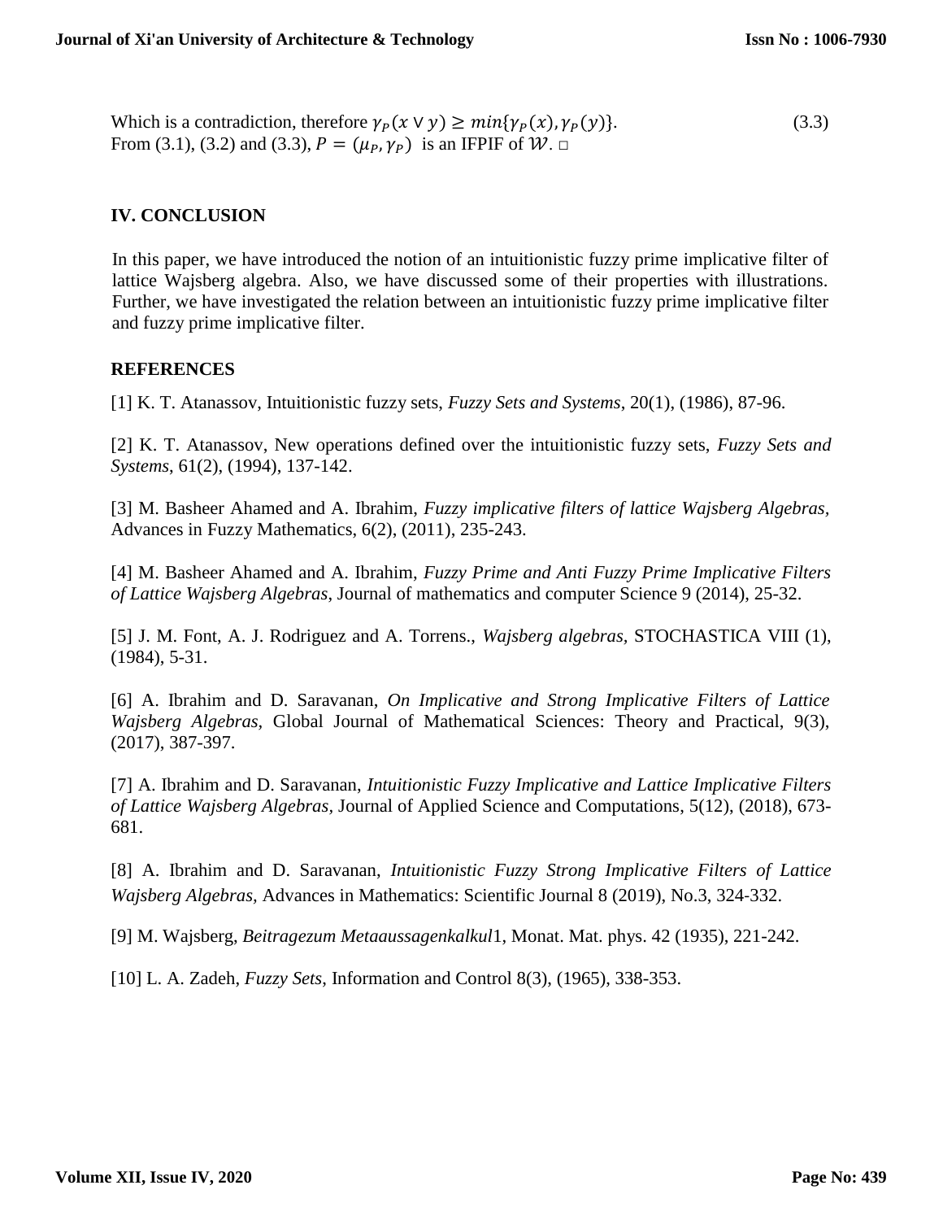Which is a contradiction, therefore $\gamma_P(x \vee y) \geq min\{\gamma_P(x), \gamma_P(y)\}$. (3.3)
From (3.1), (3.2) and (3.3), $P = (\mu_P, \gamma_P)$ is an IFPIF of $\mathcal{W}$. □

## IV. CONCLUSION

In this paper, we have introduced the notion of an intuitionistic fuzzy prime implicative filter of lattice Wajsberg algebra. Also, we have discussed some of their properties with illustrations. Further, we have investigated the relation between an intuitionistic fuzzy prime implicative filter and fuzzy prime implicative filter.

## REFERENCES

[1] K. T. Atanassov, Intuitionistic fuzzy sets, *Fuzzy Sets and Systems*, 20(1), (1986), 87-96.

[2] K. T. Atanassov, New operations defined over the intuitionistic fuzzy sets, *Fuzzy Sets and Systems*, 61(2), (1994), 137-142.

[3] M. Basheer Ahamed and A. Ibrahim, *Fuzzy implicative filters of lattice Wajsberg Algebras*, Advances in Fuzzy Mathematics, 6(2), (2011), 235-243.

[4] M. Basheer Ahamed and A. Ibrahim, *Fuzzy Prime and Anti Fuzzy Prime Implicative Filters of Lattice Wajsberg Algebras*, Journal of mathematics and computer Science 9 (2014), 25-32.

[5] J. M. Font, A. J. Rodriguez and A. Torrens., *Wajsberg algebras*, STOCHASTICA VIII (1), (1984), 5-31.

[6] A. Ibrahim and D. Saravanan, *On Implicative and Strong Implicative Filters of Lattice Wajsberg Algebras*, Global Journal of Mathematical Sciences: Theory and Practical, 9(3), (2017), 387-397.

[7] A. Ibrahim and D. Saravanan, *Intuitionistic Fuzzy Implicative and Lattice Implicative Filters of Lattice Wajsberg Algebras*, Journal of Applied Science and Computations, 5(12), (2018), 673-681.

[8] A. Ibrahim and D. Saravanan, *Intuitionistic Fuzzy Strong Implicative Filters of Lattice Wajsberg Algebras*, Advances in Mathematics: Scientific Journal 8 (2019), No.3, 324-332.

[9] M. Wajsberg, *Beitragezum Metaaussagenkalkul*1, Monat. Mat. phys. 42 (1935), 221-242.

[10] L. A. Zadeh, *Fuzzy Sets*, Information and Control 8(3), (1965), 338-353.